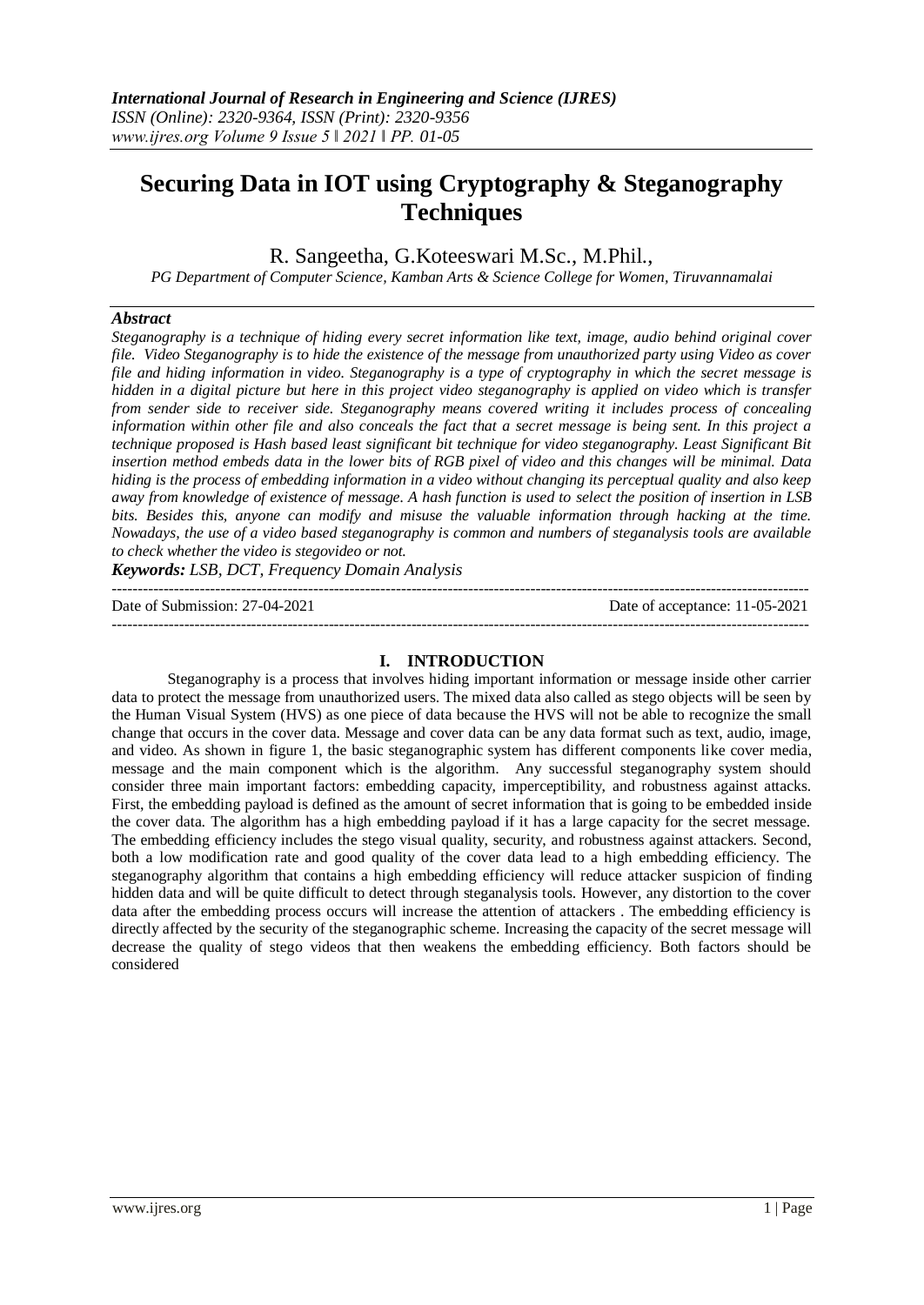# Securing Data in IOT using Cryptography & Steganography Techniques

R. Sangeetha, G.Koteeswari M.Sc., M.Phil.,

*PG Department of Computer Science, Kamban Arts & Science College for Women, Tiruvannamalai*

### *Abstract*

*Steganography is a technique of hiding every secret information like text, image, audio behind original cover file. Video Steganography is to hide the existence of the message from unauthorized party using Video as cover file and hiding information in video. Steganography is a type of cryptography in which the secret message is hidden in a digital picture but here in this project video steganography is applied on video which is transfer from sender side to receiver side. Steganography means covered writing it includes process of concealing information within other file and also conceals the fact that a secret message is being sent. In this project a technique proposed is Hash based least significant bit technique for video steganography. Least Significant Bit insertion method embeds data in the lower bits of RGB pixel of video and this changes will be minimal. Data hiding is the process of embedding information in a video without changing its perceptual quality and also keep away from knowledge of existence of message. A hash function is used to select the position of insertion in LSB bits. Besides this, anyone can modify and misuse the valuable information through hacking at the time. Nowadays, the use of a video based steganography is common and numbers of steganalysis tools are available to check whether the video is stegovideo or not.*

***Keywords:*** *LSB, DCT, Frequency Domain Analysis*

---

Date of Submission: 27-04-2021 Date of acceptance: 11-05-2021

---

## I. INTRODUCTION

Steganography is a process that involves hiding important information or message inside other carrier data to protect the message from unauthorized users. The mixed data also called as stego objects will be seen by the Human Visual System (HVS) as one piece of data because the HVS will not be able to recognize the small change that occurs in the cover data. Message and cover data can be any data format such as text, audio, image, and video. As shown in figure 1, the basic steganographic system has different components like cover media, message and the main component which is the algorithm. Any successful steganography system should consider three main important factors: embedding capacity, imperceptibility, and robustness against attacks. First, the embedding payload is defined as the amount of secret information that is going to be embedded inside the cover data. The algorithm has a high embedding payload if it has a large capacity for the secret message. The embedding efficiency includes the stego visual quality, security, and robustness against attackers. Second, both a low modification rate and good quality of the cover data lead to a high embedding efficiency. The steganography algorithm that contains a high embedding efficiency will reduce attacker suspicion of finding hidden data and will be quite difficult to detect through steganalysis tools. However, any distortion to the cover data after the embedding process occurs will increase the attention of attackers . The embedding efficiency is directly affected by the security of the steganographic scheme. Increasing the capacity of the secret message will decrease the quality of stego videos that then weakens the embedding efficiency. Both factors should be considered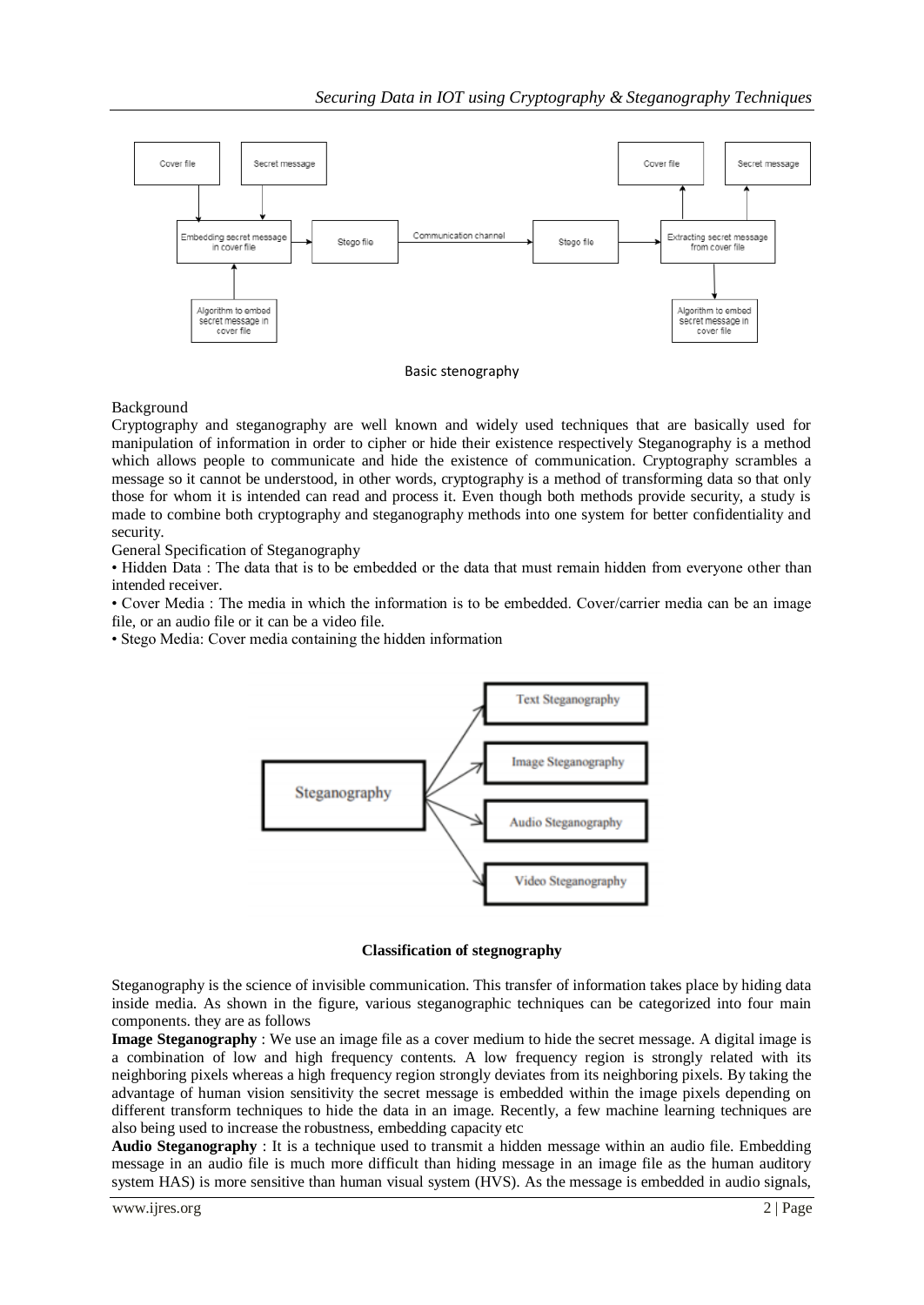Basic stenography

Background

Cryptography and steganography are well known and widely used techniques that are basically used for manipulation of information in order to cipher or hide their existence respectively Steganography is a method which allows people to communicate and hide the existence of communication. Cryptography scrambles a message so it cannot be understood, in other words, cryptography is a method of transforming data so that only those for whom it is intended can read and process it. Even though both methods provide security, a study is made to combine both cryptography and steganography methods into one system for better confidentiality and security.

General Specification of Steganography

- Hidden Data : The data that is to be embedded or the data that must remain hidden from everyone other than intended receiver.
- Cover Media : The media in which the information is to be embedded. Cover/carrier media can be an image file, or an audio file or it can be a video file.
- Stego Media: Cover media containing the hidden information

**Classification of stegnography**

Steganography is the science of invisible communication. This transfer of information takes place by hiding data inside media. As shown in the figure, various steganographic techniques can be categorized into four main components. they are as follows

**Image Steganography** : We use an image file as a cover medium to hide the secret message. A digital image is a combination of low and high frequency contents. A low frequency region is strongly related with its neighboring pixels whereas a high frequency region strongly deviates from its neighboring pixels. By taking the advantage of human vision sensitivity the secret message is embedded within the image pixels depending on different transform techniques to hide the data in an image. Recently, a few machine learning techniques are also being used to increase the robustness, embedding capacity etc

**Audio Steganography** : It is a technique used to transmit a hidden message within an audio file. Embedding message in an audio file is much more difficult than hiding message in an image file as the human auditory system HAS) is more sensitive than human visual system (HVS). As the message is embedded in audio signals,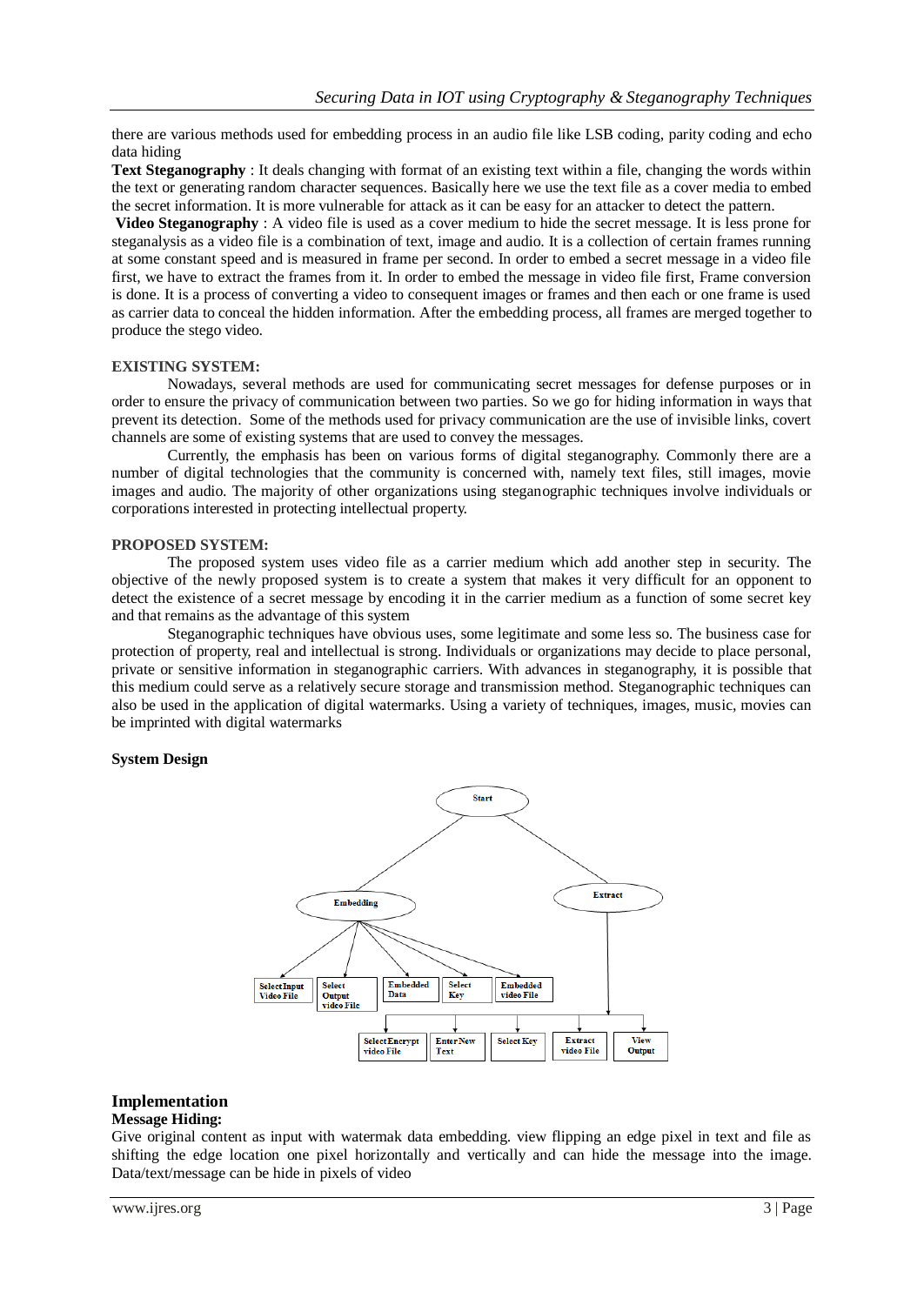there are various methods used for embedding process in an audio file like LSB coding, parity coding and echo data hiding

**Text Steganography** : It deals changing with format of an existing text within a file, changing the words within the text or generating random character sequences. Basically here we use the text file as a cover media to embed the secret information. It is more vulnerable for attack as it can be easy for an attacker to detect the pattern.

**Video Steganography** : A video file is used as a cover medium to hide the secret message. It is less prone for steganalysis as a video file is a combination of text, image and audio. It is a collection of certain frames running at some constant speed and is measured in frame per second. In order to embed a secret message in a video file first, we have to extract the frames from it. In order to embed the message in video file first, Frame conversion is done. It is a process of converting a video to consequent images or frames and then each or one frame is used as carrier data to conceal the hidden information. After the embedding process, all frames are merged together to produce the stego video.

**EXISTING SYSTEM:**

Nowadays, several methods are used for communicating secret messages for defense purposes or in order to ensure the privacy of communication between two parties. So we go for hiding information in ways that prevent its detection. Some of the methods used for privacy communication are the use of invisible links, covert channels are some of existing systems that are used to convey the messages.

Currently, the emphasis has been on various forms of digital steganography. Commonly there are a number of digital technologies that the community is concerned with, namely text files, still images, movie images and audio. The majority of other organizations using steganographic techniques involve individuals or corporations interested in protecting intellectual property.

**PROPOSED SYSTEM:**

The proposed system uses video file as a carrier medium which add another step in security. The objective of the newly proposed system is to create a system that makes it very difficult for an opponent to detect the existence of a secret message by encoding it in the carrier medium as a function of some secret key and that remains as the advantage of this system

Steganographic techniques have obvious uses, some legitimate and some less so. The business case for protection of property, real and intellectual is strong. Individuals or organizations may decide to place personal, private or sensitive information in steganographic carriers. With advances in steganography, it is possible that this medium could serve as a relatively secure storage and transmission method. Steganographic techniques can also be used in the application of digital watermarks. Using a variety of techniques, images, music, movies can be imprinted with digital watermarks

**System Design**

Start
- Embedding
  - Select Input Video File
  - Select Output video File
  - Embedded Data
  - Select Key
  - Embedded video File
- Extract
  - Select Encrypt video File
  - Enter New Text
  - Select Key
  - Extract video File
  - View Output

## Implementation

### Message Hiding:

Give original content as input with watermak data embedding. view flipping an edge pixel in text and file as shifting the edge location one pixel horizontally and vertically and can hide the message into the image. Data/text/message can be hide in pixels of video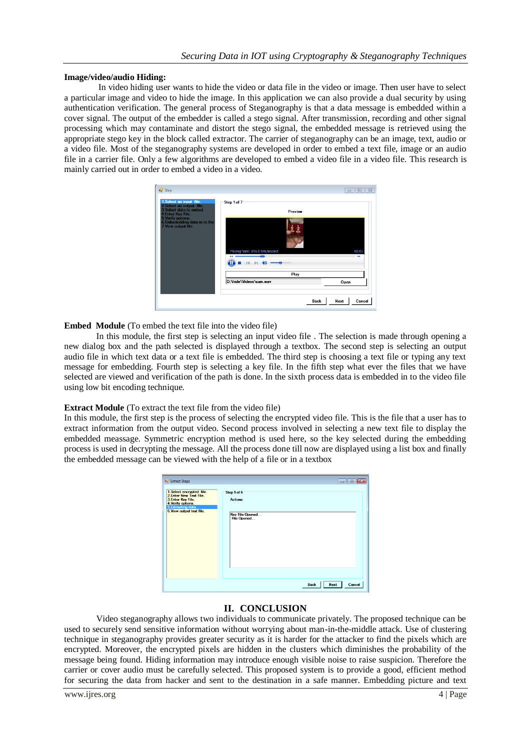**Image/video/audio Hiding:**

In video hiding user wants to hide the video or data file in the video or image. Then user have to select a particular image and video to hide the image. In this application we can also provide a dual security by using authentication verification. The general process of Steganography is that a data message is embedded within a cover signal. The output of the embedder is called a stego signal. After transmission, recording and other signal processing which may contaminate and distort the stego signal, the embedded message is retrieved using the appropriate stego key in the block called extractor. The carrier of steganography can be an image, text, audio or a video file. Most of the steganography systems are developed in order to embed a text file, image or an audio file in a carrier file. Only a few algorithms are developed to embed a video file in a video file. This research is mainly carried out in order to embed a video in a video.

**Embed Module** (To embed the text file into the video file)

In this module, the first step is selecting an input video file . The selection is made through opening a new dialog box and the path selected is displayed through a textbox. The second step is selecting an output audio file in which text data or a text file is embedded. The third step is choosing a text file or typing any text message for embedding. Fourth step is selecting a key file. In the fifth step what ever the files that we have selected are viewed and verification of the path is done. In the sixth process data is embedded in to the video file using low bit encoding technique.

**Extract Module** (To extract the text file from the video file)

In this module, the first step is the process of selecting the encrypted video file. This is the file that a user has to extract information from the output video. Second process involved in selecting a new text file to display the embedded meassage. Symmetric encryption method is used here, so the key selected during the embedding process is used in decrypting the message. All the process done till now are displayed using a list box and finally the embedded message can be viewed with the help of a file or in a textbox

## II. CONCLUSION

Video steganography allows two individuals to communicate privately. The proposed technique can be used to securely send sensitive information without worrying about man-in-the-middle attack. Use of clustering technique in steganography provides greater security as it is harder for the attacker to find the pixels which are encrypted. Moreover, the encrypted pixels are hidden in the clusters which diminishes the probability of the message being found. Hiding information may introduce enough visible noise to raise suspicion. Therefore the carrier or cover audio must be carefully selected. This proposed system is to provide a good, efficient method for securing the data from hacker and sent to the destination in a safe manner. Embedding picture and text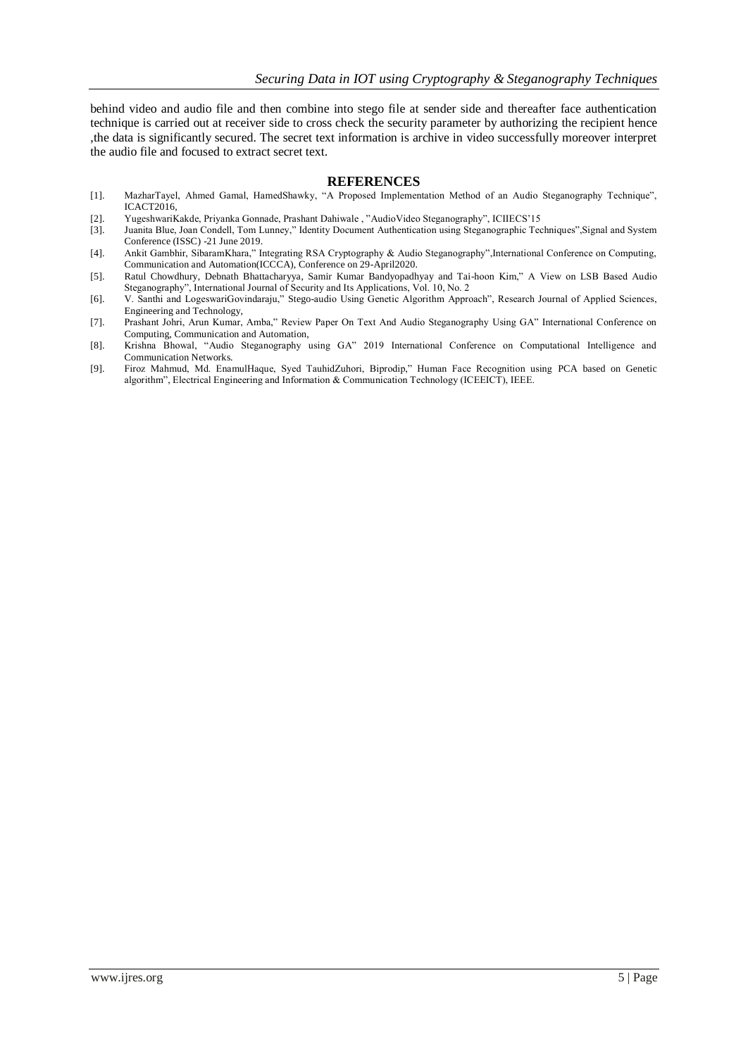behind video and audio file and then combine into stego file at sender side and thereafter face authentication technique is carried out at receiver side to cross check the security parameter by authorizing the recipient hence ,the data is significantly secured. The secret text information is archive in video successfully moreover interpret the audio file and focused to extract secret text.

## REFERENCES

[1]. MazharTayel, Ahmed Gamal, HamedShawky, "A Proposed Implementation Method of an Audio Steganography Technique", ICACT2016,

[2]. YugeshwariKakde, Priyanka Gonnade, Prashant Dahiwale , "AudioVideo Steganography", ICIIECS'15

[3]. Juanita Blue, Joan Condell, Tom Lunney," Identity Document Authentication using Steganographic Techniques",Signal and System Conference (ISSC) -21 June 2019.

[4]. Ankit Gambhir, SibaramKhara," Integrating RSA Cryptography & Audio Steganography",International Conference on Computing, Communication and Automation(ICCCA), Conference on 29-April2020.

[5]. Ratul Chowdhury, Debnath Bhattacharyya, Samir Kumar Bandyopadhyay and Tai-hoon Kim," A View on LSB Based Audio Steganography", International Journal of Security and Its Applications, Vol. 10, No. 2

[6]. V. Santhi and LogeswariGovindaraju," Stego-audio Using Genetic Algorithm Approach", Research Journal of Applied Sciences, Engineering and Technology,

[7]. Prashant Johri, Arun Kumar, Amba," Review Paper On Text And Audio Steganography Using GA" International Conference on Computing, Communication and Automation,

[8]. Krishna Bhowal, "Audio Steganography using GA" 2019 International Conference on Computational Intelligence and Communication Networks.

[9]. Firoz Mahmud, Md. EnamulHaque, Syed TauhidZuhori, Biprodip," Human Face Recognition using PCA based on Genetic algorithm", Electrical Engineering and Information & Communication Technology (ICEEICT), IEEE.